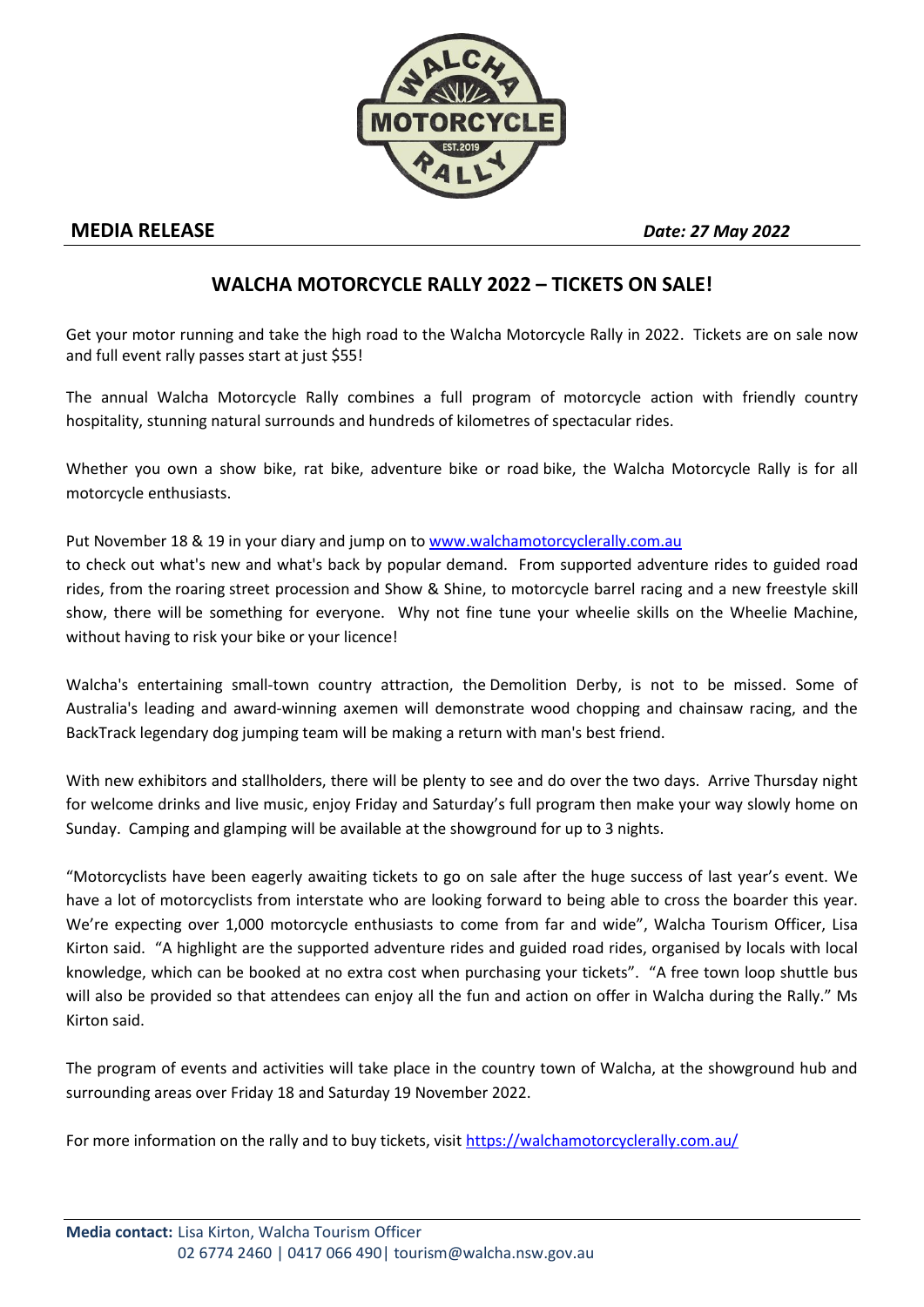**MEDIA RELEASE** ***Date: 27 May 2022***

## WALCHA MOTORCYCLE RALLY 2022 – TICKETS ON SALE!

Get your motor running and take the high road to the Walcha Motorcycle Rally in 2022. Tickets are on sale now and full event rally passes start at just $55!

The annual Walcha Motorcycle Rally combines a full program of motorcycle action with friendly country hospitality, stunning natural surrounds and hundreds of kilometres of spectacular rides.

Whether you own a show bike, rat bike, adventure bike or road bike, the Walcha Motorcycle Rally is for all motorcycle enthusiasts.

Put November 18 & 19 in your diary and jump on to [www.walchamotorcyclerally.com.au](http://www.walchamotorcyclerally.com.au) to check out what's new and what's back by popular demand. From supported adventure rides to guided road rides, from the roaring street procession and Show & Shine, to motorcycle barrel racing and a new freestyle skill show, there will be something for everyone. Why not fine tune your wheelie skills on the Wheelie Machine, without having to risk your bike or your licence!

Walcha's entertaining small-town country attraction, the Demolition Derby, is not to be missed. Some of Australia's leading and award-winning axemen will demonstrate wood chopping and chainsaw racing, and the BackTrack legendary dog jumping team will be making a return with man's best friend.

With new exhibitors and stallholders, there will be plenty to see and do over the two days. Arrive Thursday night for welcome drinks and live music, enjoy Friday and Saturday's full program then make your way slowly home on Sunday. Camping and glamping will be available at the showground for up to 3 nights.

"Motorcyclists have been eagerly awaiting tickets to go on sale after the huge success of last year's event. We have a lot of motorcyclists from interstate who are looking forward to being able to cross the boarder this year. We're expecting over 1,000 motorcycle enthusiasts to come from far and wide", Walcha Tourism Officer, Lisa Kirton said. "A highlight are the supported adventure rides and guided road rides, organised by locals with local knowledge, which can be booked at no extra cost when purchasing your tickets". "A free town loop shuttle bus will also be provided so that attendees can enjoy all the fun and action on offer in Walcha during the Rally." Ms Kirton said.

The program of events and activities will take place in the country town of Walcha, at the showground hub and surrounding areas over Friday 18 and Saturday 19 November 2022.

For more information on the rally and to buy tickets, visit [https://walchamotorcyclerally.com.au/](https://walchamotorcyclerally.com.au/)

**Media contact:** Lisa Kirton, Walcha Tourism Officer
02 6774 2460 | 0417 066 490| tourism@walcha.nsw.gov.au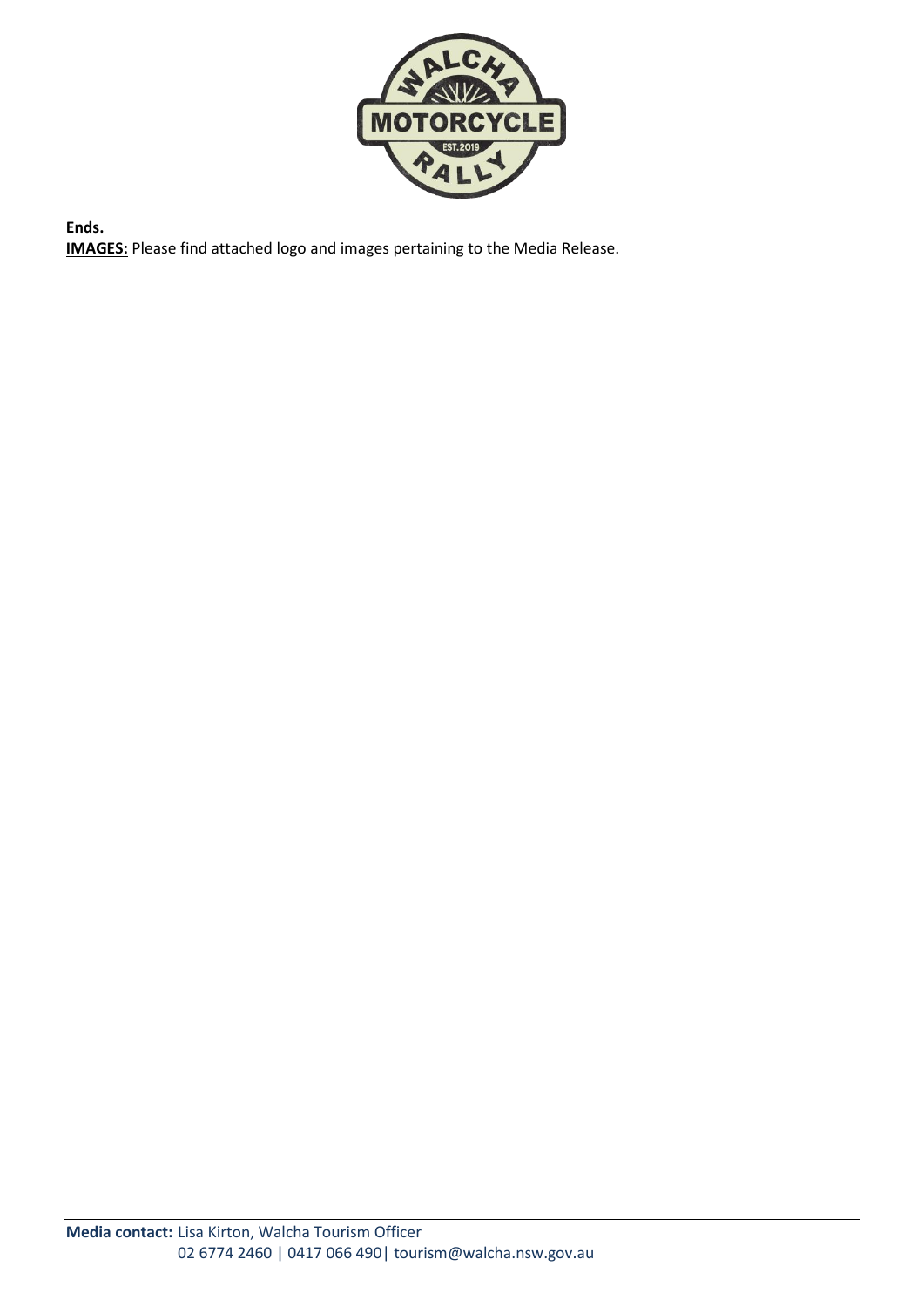**Ends.**

**IMAGES:** Please find attached logo and images pertaining to the Media Release.

**Media contact:** Lisa Kirton, Walcha Tourism Officer
02 6774 2460 | 0417 066 490| tourism@walcha.nsw.gov.au